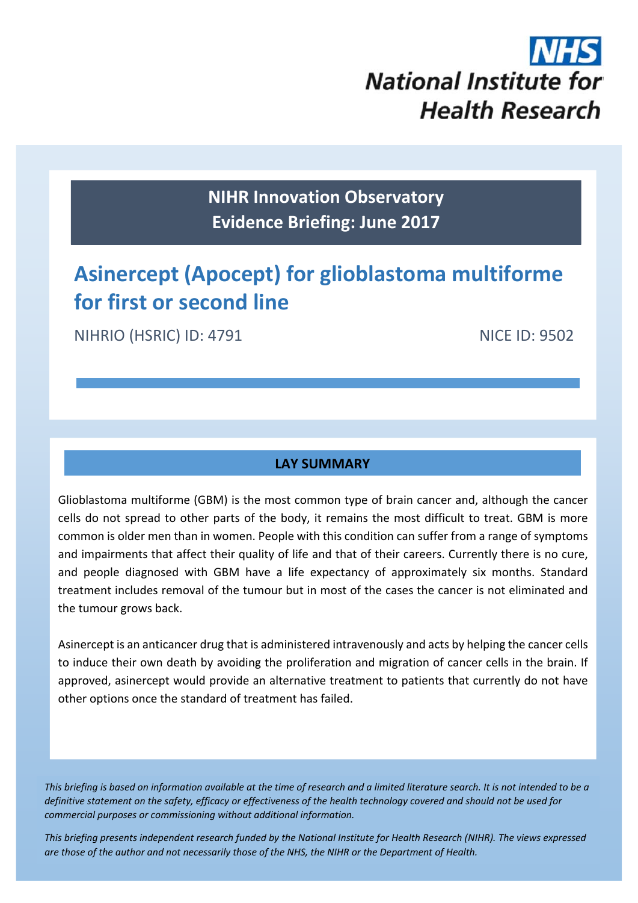NHS
National Institute for Health Research

**NIHR Innovation Observatory**
**Evidence Briefing: June 2017**

# Asinercept (Apocept) for glioblastoma multiforme for first or second line

NIHRIO (HSRIC) ID: 4791

NICE ID: 9502

## LAY SUMMARY

Glioblastoma multiforme (GBM) is the most common type of brain cancer and, although the cancer cells do not spread to other parts of the body, it remains the most difficult to treat. GBM is more common is older men than in women. People with this condition can suffer from a range of symptoms and impairments that affect their quality of life and that of their careers. Currently there is no cure, and people diagnosed with GBM have a life expectancy of approximately six months. Standard treatment includes removal of the tumour but in most of the cases the cancer is not eliminated and the tumour grows back.

Asinercept is an anticancer drug that is administered intravenously and acts by helping the cancer cells to induce their own death by avoiding the proliferation and migration of cancer cells in the brain. If approved, asinercept would provide an alternative treatment to patients that currently do not have other options once the standard of treatment has failed.

*This briefing is based on information available at the time of research and a limited literature search. It is not intended to be a definitive statement on the safety, efficacy or effectiveness of the health technology covered and should not be used for commercial purposes or commissioning without additional information.*

*This briefing presents independent research funded by the National Institute for Health Research (NIHR). The views expressed are those of the author and not necessarily those of the NHS, the NIHR or the Department of Health.*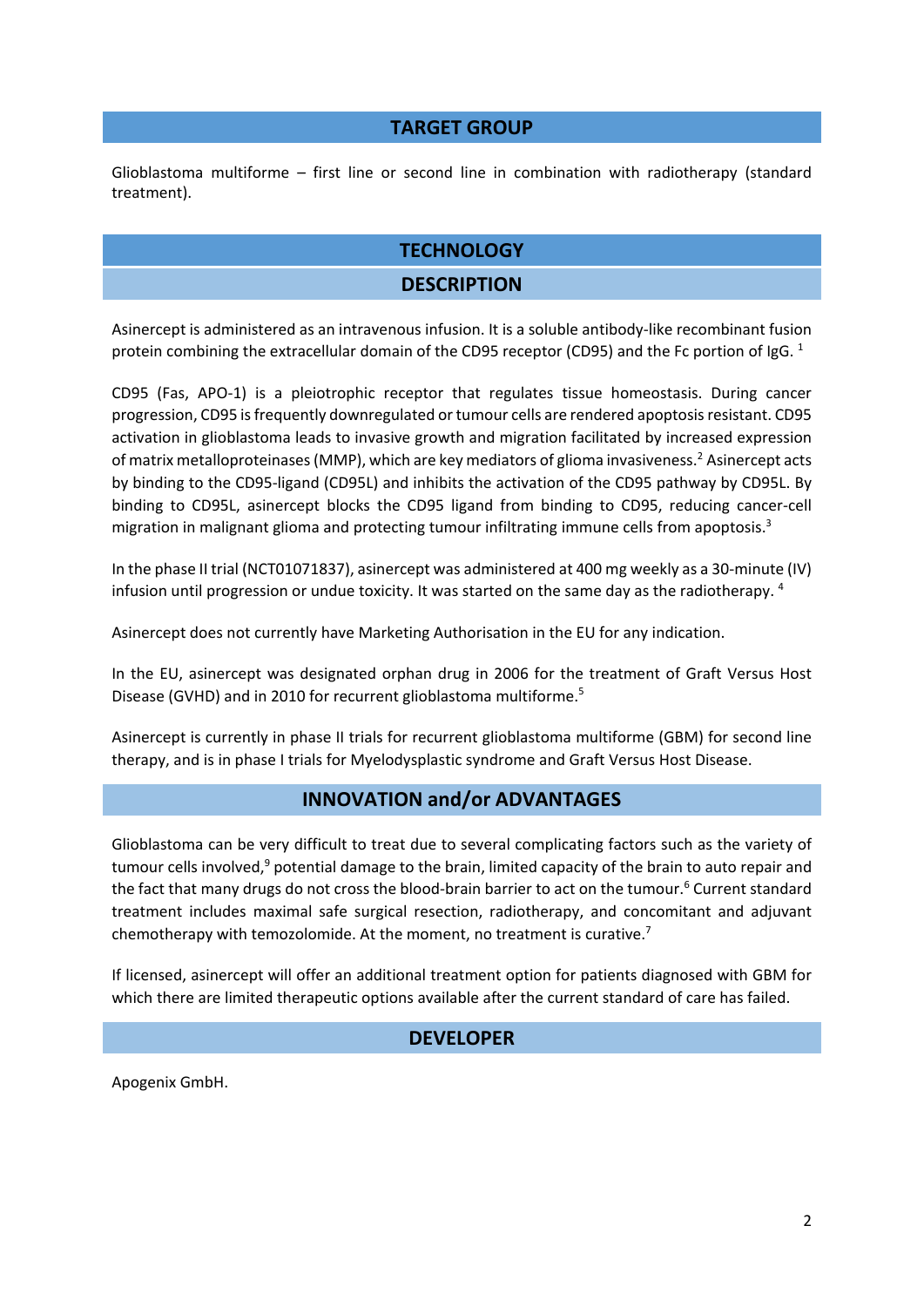## TARGET GROUP

Glioblastoma multiforme – first line or second line in combination with radiotherapy (standard treatment).

## TECHNOLOGY

### DESCRIPTION

Asinercept is administered as an intravenous infusion. It is a soluble antibody-like recombinant fusion protein combining the extracellular domain of the CD95 receptor (CD95) and the Fc portion of IgG. [1]

CD95 (Fas, APO-1) is a pleiotrophic receptor that regulates tissue homeostasis. During cancer progression, CD95 is frequently downregulated or tumour cells are rendered apoptosis resistant. CD95 activation in glioblastoma leads to invasive growth and migration facilitated by increased expression of matrix metalloproteinases (MMP), which are key mediators of glioma invasiveness.[2] Asinercept acts by binding to the CD95-ligand (CD95L) and inhibits the activation of the CD95 pathway by CD95L. By binding to CD95L, asinercept blocks the CD95 ligand from binding to CD95, reducing cancer-cell migration in malignant glioma and protecting tumour infiltrating immune cells from apoptosis.[3]

In the phase II trial (NCT01071837), asinercept was administered at 400 mg weekly as a 30-minute (IV) infusion until progression or undue toxicity. It was started on the same day as the radiotherapy. [4]

Asinercept does not currently have Marketing Authorisation in the EU for any indication.

In the EU, asinercept was designated orphan drug in 2006 for the treatment of Graft Versus Host Disease (GVHD) and in 2010 for recurrent glioblastoma multiforme.[5]

Asinercept is currently in phase II trials for recurrent glioblastoma multiforme (GBM) for second line therapy, and is in phase I trials for Myelodysplastic syndrome and Graft Versus Host Disease.

### INNOVATION and/or ADVANTAGES

Glioblastoma can be very difficult to treat due to several complicating factors such as the variety of tumour cells involved,[9] potential damage to the brain, limited capacity of the brain to auto repair and the fact that many drugs do not cross the blood-brain barrier to act on the tumour.[6] Current standard treatment includes maximal safe surgical resection, radiotherapy, and concomitant and adjuvant chemotherapy with temozolomide. At the moment, no treatment is curative.[7]

If licensed, asinercept will offer an additional treatment option for patients diagnosed with GBM for which there are limited therapeutic options available after the current standard of care has failed.

### DEVELOPER

Apogenix GmbH.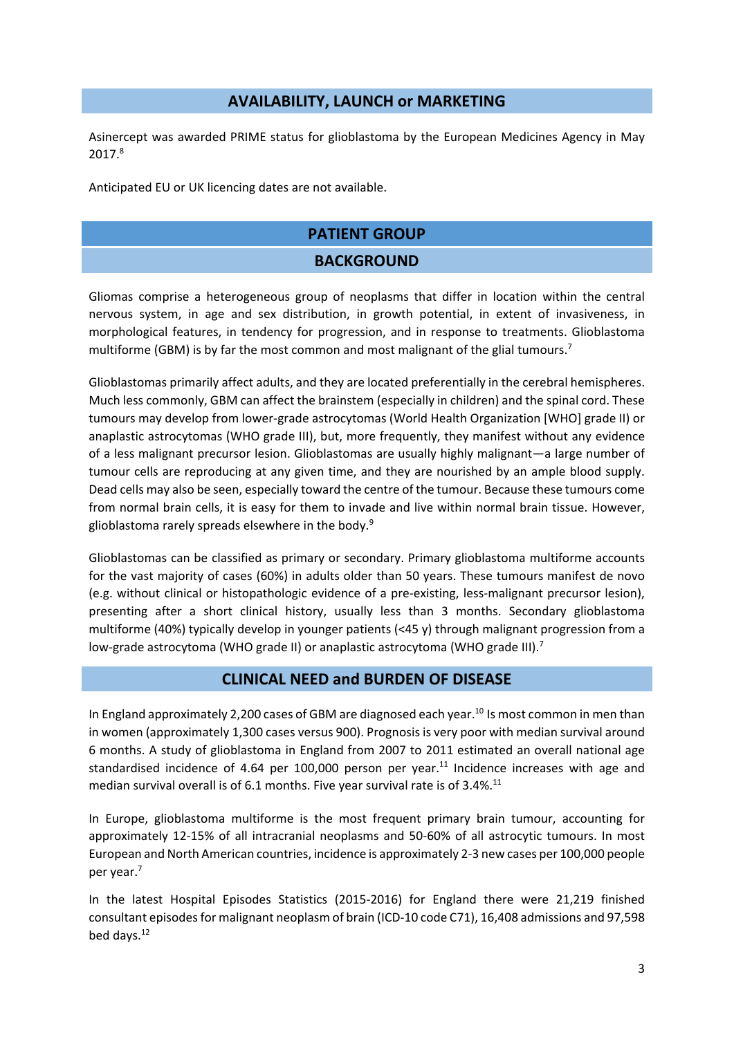## AVAILABILITY, LAUNCH or MARKETING

Asinercept was awarded PRIME status for glioblastoma by the European Medicines Agency in May 2017.[8]

Anticipated EU or UK licencing dates are not available.

## PATIENT GROUP

### BACKGROUND

Gliomas comprise a heterogeneous group of neoplasms that differ in location within the central nervous system, in age and sex distribution, in growth potential, in extent of invasiveness, in morphological features, in tendency for progression, and in response to treatments. Glioblastoma multiforme (GBM) is by far the most common and most malignant of the glial tumours.[7]

Glioblastomas primarily affect adults, and they are located preferentially in the cerebral hemispheres. Much less commonly, GBM can affect the brainstem (especially in children) and the spinal cord. These tumours may develop from lower-grade astrocytomas (World Health Organization [WHO] grade II) or anaplastic astrocytomas (WHO grade III), but, more frequently, they manifest without any evidence of a less malignant precursor lesion. Glioblastomas are usually highly malignant—a large number of tumour cells are reproducing at any given time, and they are nourished by an ample blood supply. Dead cells may also be seen, especially toward the centre of the tumour. Because these tumours come from normal brain cells, it is easy for them to invade and live within normal brain tissue. However, glioblastoma rarely spreads elsewhere in the body.[9]

Glioblastomas can be classified as primary or secondary. Primary glioblastoma multiforme accounts for the vast majority of cases (60%) in adults older than 50 years. These tumours manifest de novo (e.g. without clinical or histopathologic evidence of a pre-existing, less-malignant precursor lesion), presenting after a short clinical history, usually less than 3 months. Secondary glioblastoma multiforme (40%) typically develop in younger patients (<45 y) through malignant progression from a low-grade astrocytoma (WHO grade II) or anaplastic astrocytoma (WHO grade III).[7]

## CLINICAL NEED and BURDEN OF DISEASE

In England approximately 2,200 cases of GBM are diagnosed each year.[10] Is most common in men than in women (approximately 1,300 cases versus 900). Prognosis is very poor with median survival around 6 months. A study of glioblastoma in England from 2007 to 2011 estimated an overall national age standardised incidence of 4.64 per 100,000 person per year.[11] Incidence increases with age and median survival overall is of 6.1 months. Five year survival rate is of 3.4%.[11]

In Europe, glioblastoma multiforme is the most frequent primary brain tumour, accounting for approximately 12-15% of all intracranial neoplasms and 50-60% of all astrocytic tumours. In most European and North American countries, incidence is approximately 2-3 new cases per 100,000 people per year.[7]

In the latest Hospital Episodes Statistics (2015-2016) for England there were 21,219 finished consultant episodes for malignant neoplasm of brain (ICD-10 code C71), 16,408 admissions and 97,598 bed days.[12]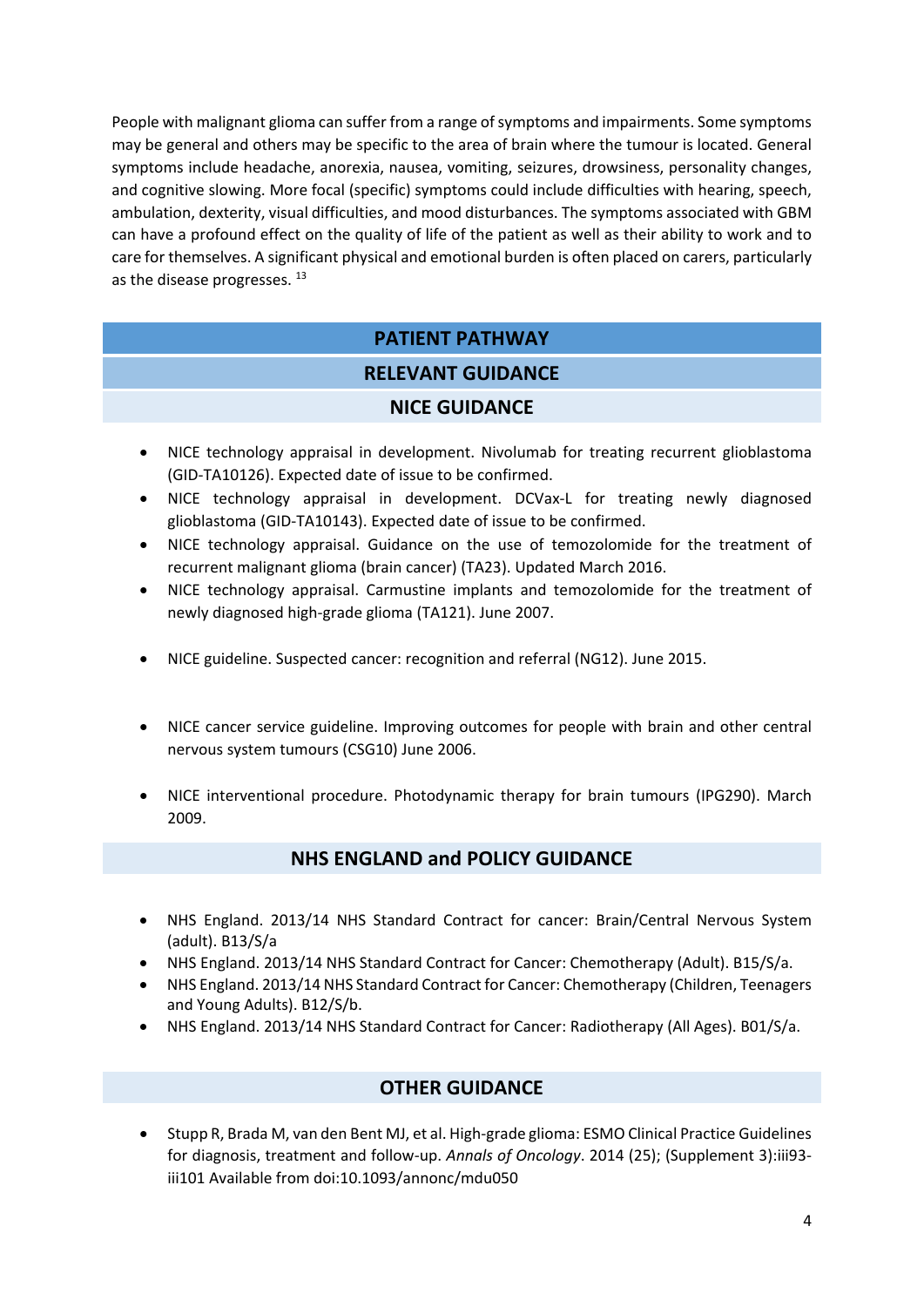People with malignant glioma can suffer from a range of symptoms and impairments. Some symptoms may be general and others may be specific to the area of brain where the tumour is located. General symptoms include headache, anorexia, nausea, vomiting, seizures, drowsiness, personality changes, and cognitive slowing. More focal (specific) symptoms could include difficulties with hearing, speech, ambulation, dexterity, visual difficulties, and mood disturbances. The symptoms associated with GBM can have a profound effect on the quality of life of the patient as well as their ability to work and to care for themselves. A significant physical and emotional burden is often placed on carers, particularly as the disease progresses. [13]

## PATIENT PATHWAY

## RELEVANT GUIDANCE

### NICE GUIDANCE

- NICE technology appraisal in development. Nivolumab for treating recurrent glioblastoma (GID-TA10126). Expected date of issue to be confirmed.
- NICE technology appraisal in development. DCVax-L for treating newly diagnosed glioblastoma (GID-TA10143). Expected date of issue to be confirmed.
- NICE technology appraisal. Guidance on the use of temozolomide for the treatment of recurrent malignant glioma (brain cancer) (TA23). Updated March 2016.
- NICE technology appraisal. Carmustine implants and temozolomide for the treatment of newly diagnosed high-grade glioma (TA121). June 2007.
- NICE guideline. Suspected cancer: recognition and referral (NG12). June 2015.
- NICE cancer service guideline. Improving outcomes for people with brain and other central nervous system tumours (CSG10) June 2006.
- NICE interventional procedure. Photodynamic therapy for brain tumours (IPG290). March 2009.

### NHS ENGLAND and POLICY GUIDANCE

- NHS England. 2013/14 NHS Standard Contract for cancer: Brain/Central Nervous System (adult). B13/S/a
- NHS England. 2013/14 NHS Standard Contract for Cancer: Chemotherapy (Adult). B15/S/a.
- NHS England. 2013/14 NHS Standard Contract for Cancer: Chemotherapy (Children, Teenagers and Young Adults). B12/S/b.
- NHS England. 2013/14 NHS Standard Contract for Cancer: Radiotherapy (All Ages). B01/S/a.

### OTHER GUIDANCE

- Stupp R, Brada M, van den Bent MJ, et al. High-grade glioma: ESMO Clinical Practice Guidelines for diagnosis, treatment and follow-up. *Annals of Oncology*. 2014 (25); (Supplement 3):iii93-iii101 Available from doi:10.1093/annonc/mdu050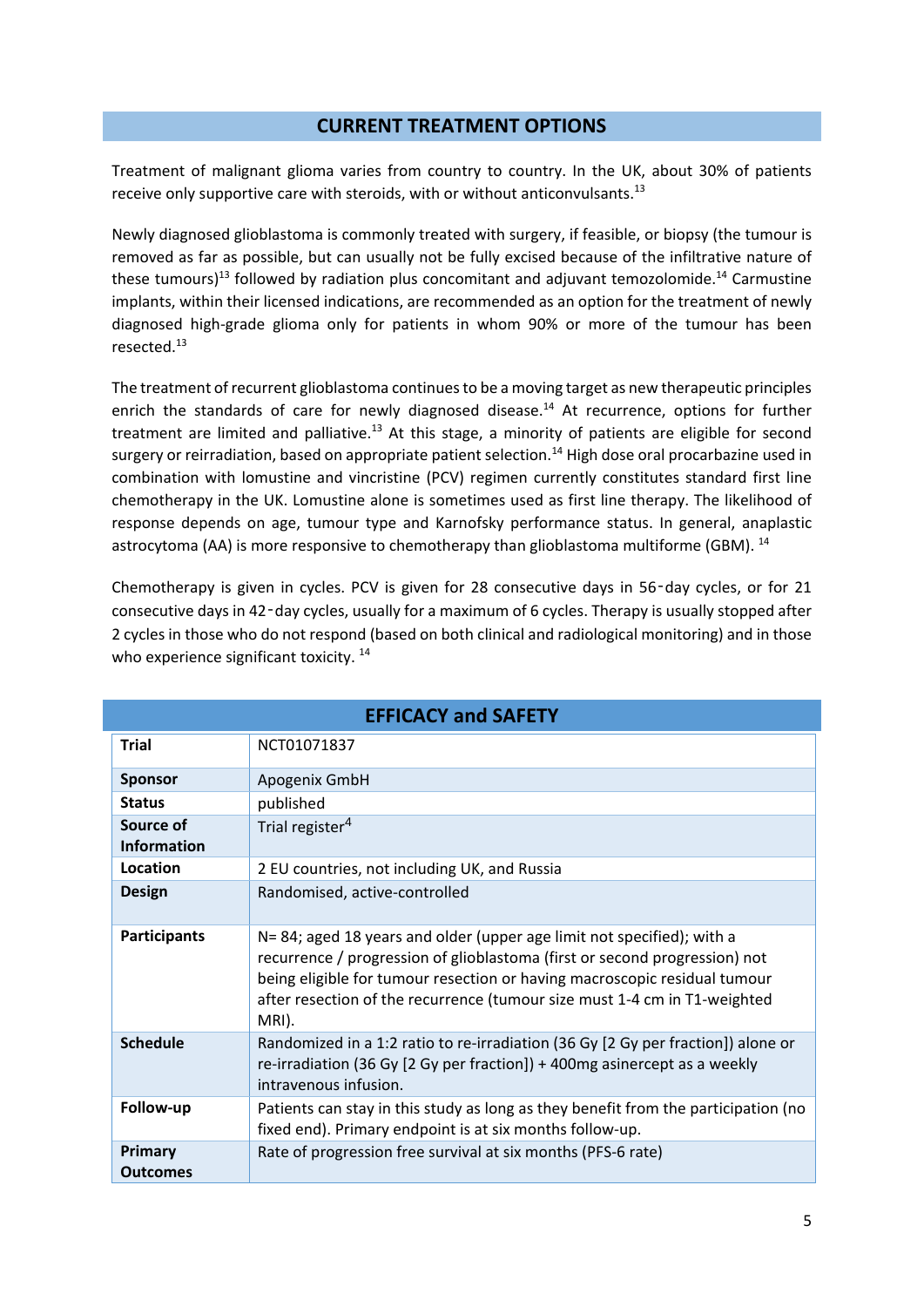## CURRENT TREATMENT OPTIONS

Treatment of malignant glioma varies from country to country. In the UK, about 30% of patients receive only supportive care with steroids, with or without anticonvulsants.[13]

Newly diagnosed glioblastoma is commonly treated with surgery, if feasible, or biopsy (the tumour is removed as far as possible, but can usually not be fully excised because of the infiltrative nature of these tumours)[13] followed by radiation plus concomitant and adjuvant temozolomide.[14] Carmustine implants, within their licensed indications, are recommended as an option for the treatment of newly diagnosed high-grade glioma only for patients in whom 90% or more of the tumour has been resected.[13]

The treatment of recurrent glioblastoma continues to be a moving target as new therapeutic principles enrich the standards of care for newly diagnosed disease.[14] At recurrence, options for further treatment are limited and palliative.[13] At this stage, a minority of patients are eligible for second surgery or reirradiation, based on appropriate patient selection.[14] High dose oral procarbazine used in combination with lomustine and vincristine (PCV) regimen currently constitutes standard first line chemotherapy in the UK. Lomustine alone is sometimes used as first line therapy. The likelihood of response depends on age, tumour type and Karnofsky performance status. In general, anaplastic astrocytoma (AA) is more responsive to chemotherapy than glioblastoma multiforme (GBM). [14]

Chemotherapy is given in cycles. PCV is given for 28 consecutive days in 56‐day cycles, or for 21 consecutive days in 42‐day cycles, usually for a maximum of 6 cycles. Therapy is usually stopped after 2 cycles in those who do not respond (based on both clinical and radiological monitoring) and in those who experience significant toxicity. [14]

## EFFICACY and SAFETY

| | |
|---|---|
| **Trial** | NCT01071837 |
| **Sponsor** | Apogenix GmbH |
| **Status** | published |
| **Source of Information** | Trial register[4] |
| **Location** | 2 EU countries, not including UK, and Russia |
| **Design** | Randomised, active-controlled |
| **Participants** | N= 84; aged 18 years and older (upper age limit not specified); with a recurrence / progression of glioblastoma (first or second progression) not being eligible for tumour resection or having macroscopic residual tumour after resection of the recurrence (tumour size must 1-4 cm in T1-weighted MRI). |
| **Schedule** | Randomized in a 1:2 ratio to re-irradiation (36 Gy [2 Gy per fraction]) alone or re-irradiation (36 Gy [2 Gy per fraction]) + 400mg asinercept as a weekly intravenous infusion. |
| **Follow-up** | Patients can stay in this study as long as they benefit from the participation (no fixed end). Primary endpoint is at six months follow-up. |
| **Primary Outcomes** | Rate of progression free survival at six months (PFS-6 rate) |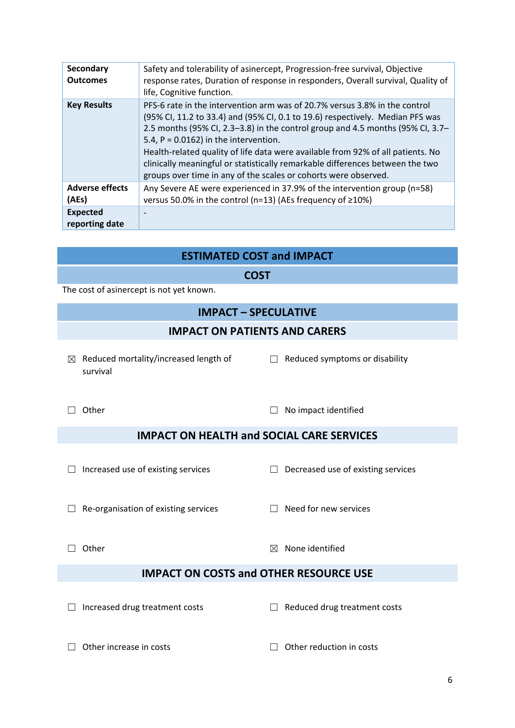| | |
|---|---|
| **Secondary Outcomes** | Safety and tolerability of asinercept, Progression-free survival, Objective response rates, Duration of response in responders, Overall survival, Quality of life, Cognitive function. |
| **Key Results** | PFS-6 rate in the intervention arm was of 20.7% versus 3.8% in the control (95% CI, 11.2 to 33.4) and (95% CI, 0.1 to 19.6) respectively. Median PFS was 2.5 months (95% CI, 2.3–3.8) in the control group and 4.5 months (95% CI, 3.7–5.4, P = 0.0162) in the intervention.<br>Health-related quality of life data were available from 92% of all patients. No clinically meaningful or statistically remarkable differences between the two groups over time in any of the scales or cohorts were observed. |
| **Adverse effects (AEs)** | Any Severe AE were experienced in 37.9% of the intervention group (n=58) versus 50.0% in the control (n=13) (AEs frequency of ≥10%) |
| **Expected reporting date** | - |

## ESTIMATED COST and IMPACT

### COST

The cost of asinercept is not yet known.

## IMPACT – SPECULATIVE

### IMPACT ON PATIENTS AND CARERS

☒ Reduced mortality/increased length of survival

☐ Reduced symptoms or disability

☐ Other

☐ No impact identified

### IMPACT ON HEALTH and SOCIAL CARE SERVICES

☐ Increased use of existing services

☐ Decreased use of existing services

☐ Re-organisation of existing services

☐ Need for new services

☐ Other

☒ None identified

### IMPACT ON COSTS and OTHER RESOURCE USE

☐ Increased drug treatment costs

☐ Reduced drug treatment costs

☐ Other increase in costs

☐ Other reduction in costs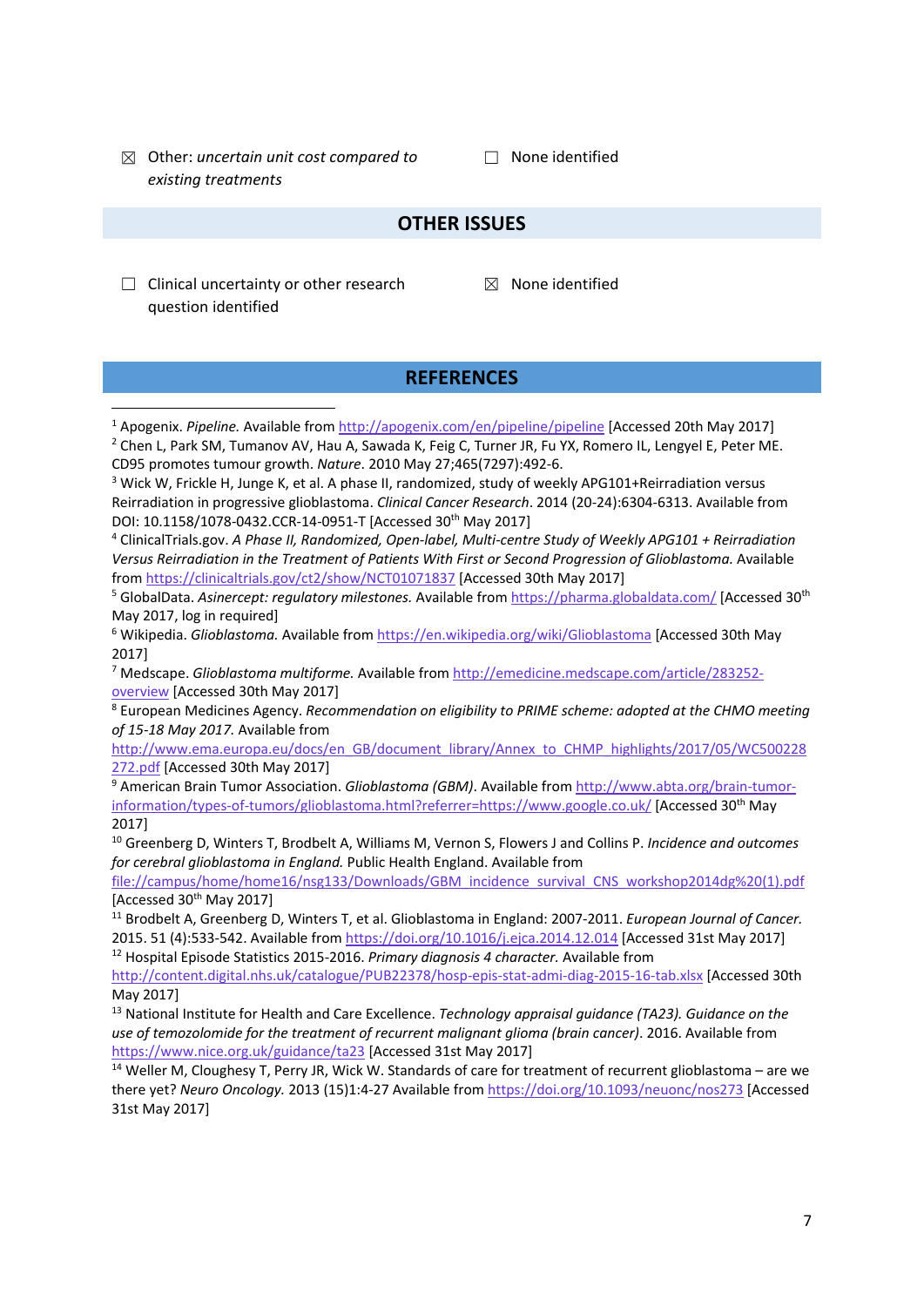☒ Other: *uncertain unit cost compared to existing treatments*

☐ None identified

## OTHER ISSUES

☐ Clinical uncertainty or other research question identified

☒ None identified

## REFERENCES

[1] Apogenix. *Pipeline.* Available from http://apogenix.com/en/pipeline/pipeline [Accessed 20th May 2017]

[2] Chen L, Park SM, Tumanov AV, Hau A, Sawada K, Feig C, Turner JR, Fu YX, Romero IL, Lengyel E, Peter ME. CD95 promotes tumour growth. *Nature*. 2010 May 27;465(7297):492-6.

[3] Wick W, Frickle H, Junge K, et al. A phase II, randomized, study of weekly APG101+Reirradiation versus Reirradiation in progressive glioblastoma. *Clinical Cancer Research*. 2014 (20-24):6304-6313. Available from DOI: 10.1158/1078-0432.CCR-14-0951-T [Accessed 30th May 2017]

[4] ClinicalTrials.gov. *A Phase II, Randomized, Open-label, Multi-centre Study of Weekly APG101 + Reirradiation Versus Reirradiation in the Treatment of Patients With First or Second Progression of Glioblastoma.* Available from https://clinicaltrials.gov/ct2/show/NCT01071837 [Accessed 30th May 2017]

[5] GlobalData. *Asinercept: regulatory milestones.* Available from https://pharma.globaldata.com/ [Accessed 30th May 2017, log in required]

[6] Wikipedia. *Glioblastoma.* Available from https://en.wikipedia.org/wiki/Glioblastoma [Accessed 30th May 2017]

[7] Medscape. *Glioblastoma multiforme.* Available from http://emedicine.medscape.com/article/283252-overview [Accessed 30th May 2017]

[8] European Medicines Agency. *Recommendation on eligibility to PRIME scheme: adopted at the CHMO meeting of 15-18 May 2017.* Available from http://www.ema.europa.eu/docs/en_GB/document_library/Annex_to_CHMP_highlights/2017/05/WC500228272.pdf [Accessed 30th May 2017]

[9] American Brain Tumor Association. *Glioblastoma (GBM)*. Available from http://www.abta.org/brain-tumor-information/types-of-tumors/glioblastoma.html?referrer=https://www.google.co.uk/ [Accessed 30th May 2017]

[10] Greenberg D, Winters T, Brodbelt A, Williams M, Vernon S, Flowers J and Collins P. *Incidence and outcomes for cerebral glioblastoma in England.* Public Health England. Available from file://campus/home/home16/nsg133/Downloads/GBM_incidence_survival_CNS_workshop2014dg%20(1).pdf [Accessed 30th May 2017]

[11] Brodbelt A, Greenberg D, Winters T, et al. Glioblastoma in England: 2007-2011. *European Journal of Cancer.* 2015. 51 (4):533-542. Available from https://doi.org/10.1016/j.ejca.2014.12.014 [Accessed 31st May 2017]

[12] Hospital Episode Statistics 2015-2016. *Primary diagnosis 4 character.* Available from http://content.digital.nhs.uk/catalogue/PUB22378/hosp-epis-stat-admi-diag-2015-16-tab.xlsx [Accessed 30th May 2017]

[13] National Institute for Health and Care Excellence. *Technology appraisal guidance (TA23). Guidance on the use of temozolomide for the treatment of recurrent malignant glioma (brain cancer)*. 2016. Available from https://www.nice.org.uk/guidance/ta23 [Accessed 31st May 2017]

[14] Weller M, Cloughesy T, Perry JR, Wick W. Standards of care for treatment of recurrent glioblastoma – are we there yet? *Neuro Oncology.* 2013 (15)1:4-27 Available from https://doi.org/10.1093/neuonc/nos273 [Accessed 31st May 2017]